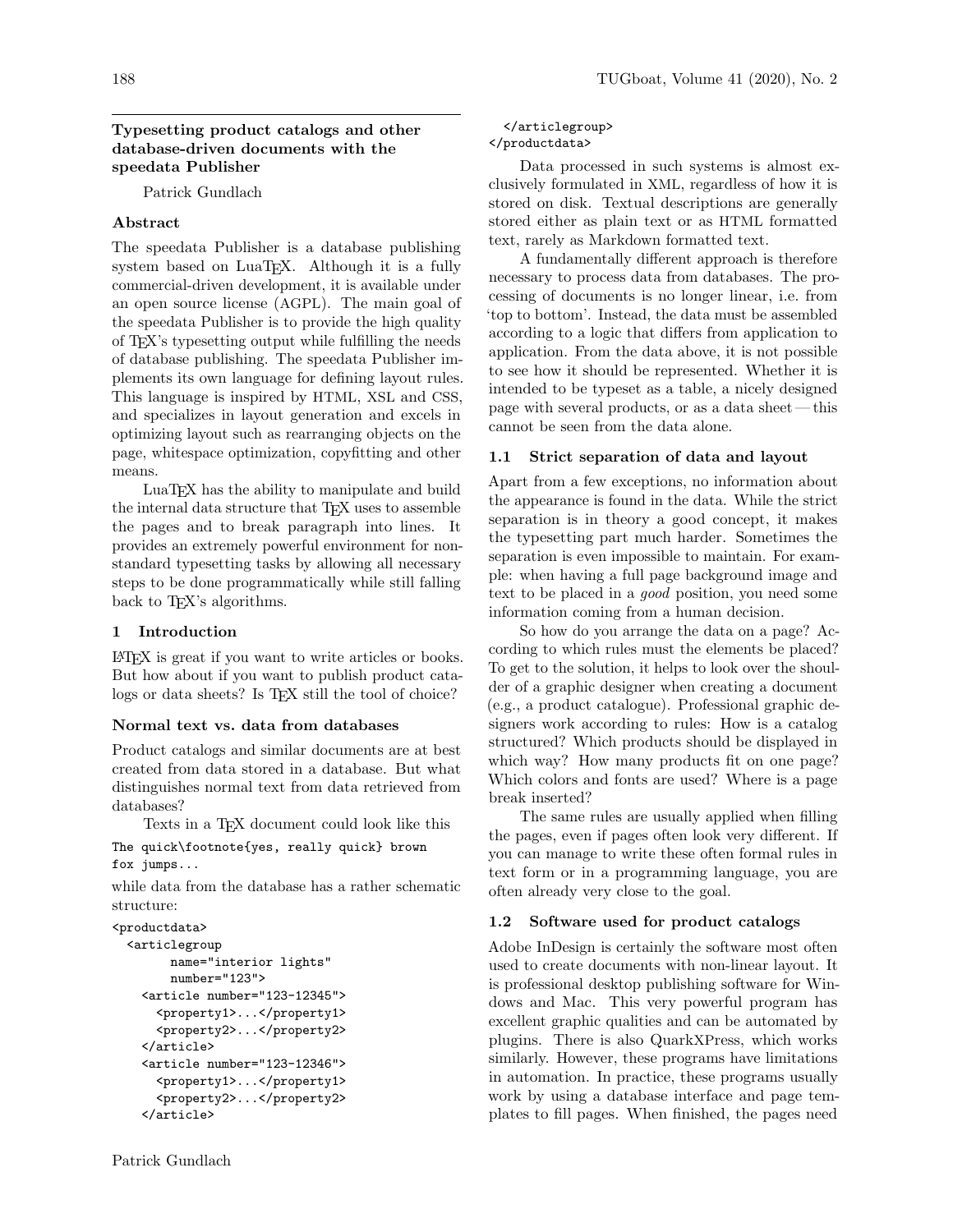## Typesetting product catalogs and other database-driven documents with the speedata Publisher

Patrick Gundlach

### Abstract

The speedata Publisher is a database publishing system based on LuaTeX. Although it is a fully commercial-driven development, it is available under an open source license (AGPL). The main goal of the speedata Publisher is to provide the high quality of TeX's typesetting output while fulfilling the needs of database publishing. The speedata Publisher implements its own language for defining layout rules. This language is inspired by HTML, XSL and CSS, and specializes in layout generation and excels in optimizing layout such as rearranging objects on the page, whitespace optimization, copyfitting and other means.

LuaTeX has the ability to manipulate and build the internal data structure that TeX uses to assemble the pages and to break paragraph into lines. It provides an extremely powerful environment for non-standard typesetting tasks by allowing all necessary steps to be done programmatically while still falling back to TeX's algorithms.

## 1 Introduction

LaTeX is great if you want to write articles or books. But how about if you want to publish product catalogs or data sheets? Is TeX still the tool of choice?

### Normal text vs. data from databases

Product catalogs and similar documents are at best created from data stored in a database. But what distinguishes normal text from data retrieved from databases?

Texts in a TeX document could look like this

```
The quick\footnote{yes, really quick} brown
fox jumps...
```

while data from the database has a rather schematic structure:

```
<productdata>
  <articlegroup
       name="interior lights"
       number="123">
    <article number="123-12345">
      <property1>...</property1>
      <property2>...</property2>
    </article>
    <article number="123-12346">
      <property1>...</property1>
      <property2>...</property2>
    </article>
  </articlegroup>
</productdata>
```

Data processed in such systems is almost exclusively formulated in XML, regardless of how it is stored on disk. Textual descriptions are generally stored either as plain text or as HTML formatted text, rarely as Markdown formatted text.

A fundamentally different approach is therefore necessary to process data from databases. The processing of documents is no longer linear, i.e. from 'top to bottom'. Instead, the data must be assembled according to a logic that differs from application to application. From the data above, it is not possible to see how it should be represented. Whether it is intended to be typeset as a table, a nicely designed page with several products, or as a data sheet — this cannot be seen from the data alone.

### 1.1 Strict separation of data and layout

Apart from a few exceptions, no information about the appearance is found in the data. While the strict separation is in theory a good concept, it makes the typesetting part much harder. Sometimes the separation is even impossible to maintain. For example: when having a full page background image and text to be placed in a *good* position, you need some information coming from a human decision.

So how do you arrange the data on a page? According to which rules must the elements be placed? To get to the solution, it helps to look over the shoulder of a graphic designer when creating a document (e.g., a product catalogue). Professional graphic designers work according to rules: How is a catalog structured? Which products should be displayed in which way? How many products fit on one page? Which colors and fonts are used? Where is a page break inserted?

The same rules are usually applied when filling the pages, even if pages often look very different. If you can manage to write these often formal rules in text form or in a programming language, you are often already very close to the goal.

### 1.2 Software used for product catalogs

Adobe InDesign is certainly the software most often used to create documents with non-linear layout. It is professional desktop publishing software for Windows and Mac. This very powerful program has excellent graphic qualities and can be automated by plugins. There is also QuarkXPress, which works similarly. However, these programs have limitations in automation. In practice, these programs usually work by using a database interface and page templates to fill pages. When finished, the pages need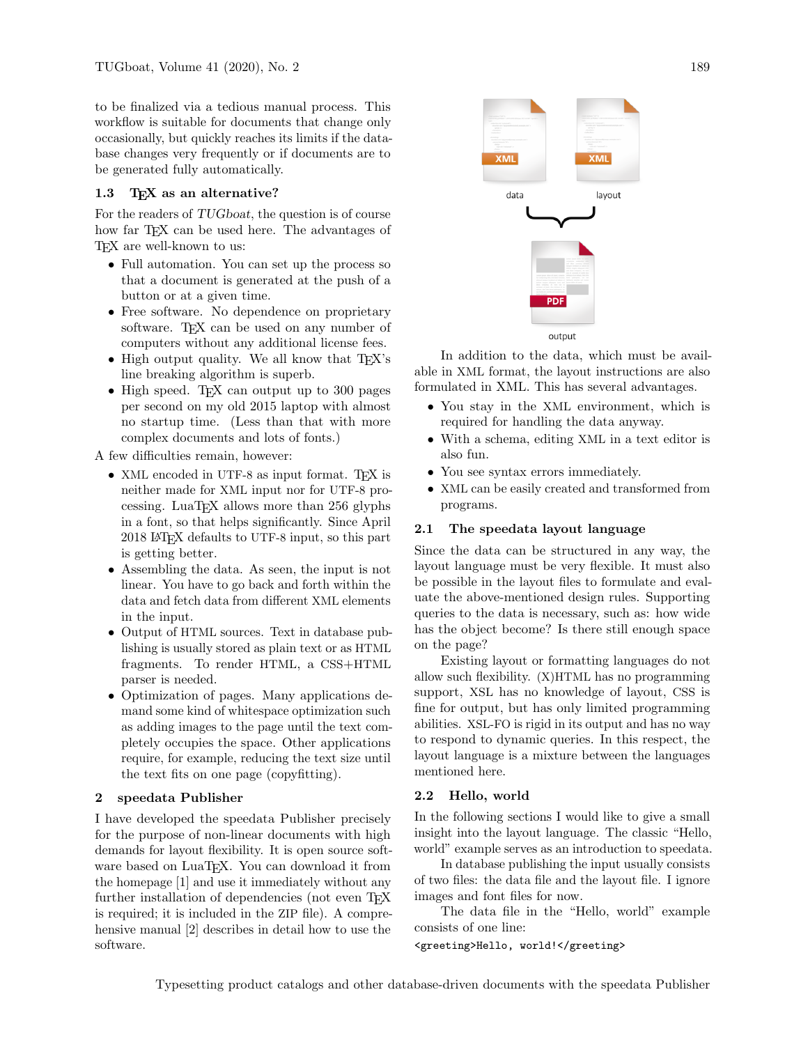to be finalized via a tedious manual process. This workflow is suitable for documents that change only occasionally, but quickly reaches its limits if the database changes very frequently or if documents are to be generated fully automatically.

### 1.3 TeX as an alternative?

For the readers of *TUGboat*, the question is of course how far TeX can be used here. The advantages of TeX are well-known to us:

- Full automation. You can set up the process so that a document is generated at the push of a button or at a given time.
- Free software. No dependence on proprietary software. TeX can be used on any number of computers without any additional license fees.
- High output quality. We all know that TeX's line breaking algorithm is superb.
- High speed. TeX can output up to 300 pages per second on my old 2015 laptop with almost no startup time. (Less than that with more complex documents and lots of fonts.)

A few difficulties remain, however:

- XML encoded in UTF-8 as input format. TeX is neither made for XML input nor for UTF-8 processing. LuaTeX allows more than 256 glyphs in a font, so that helps significantly. Since April 2018 LaTeX defaults to UTF-8 input, so this part is getting better.
- Assembling the data. As seen, the input is not linear. You have to go back and forth within the data and fetch data from different XML elements in the input.
- Output of HTML sources. Text in database publishing is usually stored as plain text or as HTML fragments. To render HTML, a CSS+HTML parser is needed.
- Optimization of pages. Many applications demand some kind of whitespace optimization such as adding images to the page until the text completely occupies the space. Other applications require, for example, reducing the text size until the text fits on one page (copyfitting).

## 2 speedata Publisher

I have developed the speedata Publisher precisely for the purpose of non-linear documents with high demands for layout flexibility. It is open source software based on LuaTeX. You can download it from the homepage [1] and use it immediately without any further installation of dependencies (not even TeX is required; it is included in the ZIP file). A comprehensive manual [2] describes in detail how to use the software.

XML

data

XML

layout

PDF

output

In addition to the data, which must be available in XML format, the layout instructions are also formulated in XML. This has several advantages.

- You stay in the XML environment, which is required for handling the data anyway.
- With a schema, editing XML in a text editor is also fun.
- You see syntax errors immediately.
- XML can be easily created and transformed from programs.

### 2.1 The speedata layout language

Since the data can be structured in any way, the layout language must be very flexible. It must also be possible in the layout files to formulate and evaluate the above-mentioned design rules. Supporting queries to the data is necessary, such as: how wide has the object become? Is there still enough space on the page?

Existing layout or formatting languages do not allow such flexibility. (X)HTML has no programming support, XSL has no knowledge of layout, CSS is fine for output, but has only limited programming abilities. XSL-FO is rigid in its output and has no way to respond to dynamic queries. In this respect, the layout language is a mixture between the languages mentioned here.

### 2.2 Hello, world

In the following sections I would like to give a small insight into the layout language. The classic "Hello, world" example serves as an introduction to speedata.

In database publishing the input usually consists of two files: the data file and the layout file. I ignore images and font files for now.

The data file in the "Hello, world" example consists of one line:

```
<greeting>Hello, world!</greeting>
```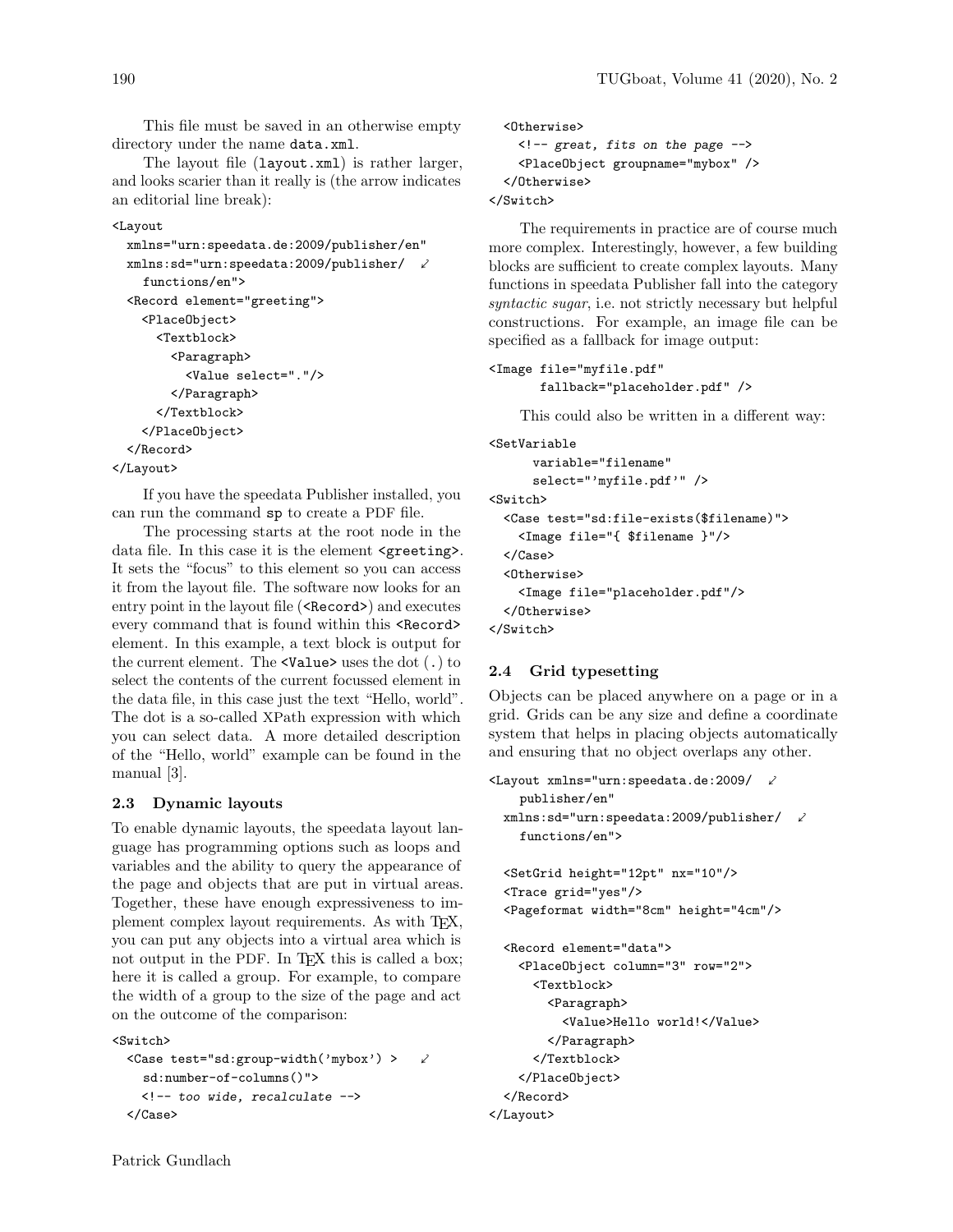This file must be saved in an otherwise empty directory under the name `data.xml`.

The layout file (`layout.xml`) is rather larger, and looks scarier than it really is (the arrow indicates an editorial line break):

```
<Layout
  xmlns="urn:speedata.de:2009/publisher/en"
  xmlns:sd="urn:speedata:2009/publisher/ ↙
    functions/en">
  <Record element="greeting">
    <PlaceObject>
      <Textblock>
        <Paragraph>
          <Value select="."/>
        </Paragraph>
      </Textblock>
    </PlaceObject>
  </Record>
</Layout>
```

If you have the speedata Publisher installed, you can run the command `sp` to create a PDF file.

The processing starts at the root node in the data file. In this case it is the element `<greeting>`. It sets the "focus" to this element so you can access it from the layout file. The software now looks for an entry point in the layout file (`<Record>`) and executes every command that is found within this `<Record>` element. In this example, a text block is output for the current element. The `<Value>` uses the dot (`.`) to select the contents of the current focussed element in the data file, in this case just the text "Hello, world". The dot is a so-called XPath expression with which you can select data. A more detailed description of the "Hello, world" example can be found in the manual [3].

### 2.3 Dynamic layouts

To enable dynamic layouts, the speedata layout language has programming options such as loops and variables and the ability to query the appearance of the page and objects that are put in virtual areas. Together, these have enough expressiveness to implement complex layout requirements. As with TeX, you can put any objects into a virtual area which is not output in the PDF. In TeX this is called a box; here it is called a group. For example, to compare the width of a group to the size of the page and act on the outcome of the comparison:

```
<Switch>
  <Case test="sd:group-width('mybox') >  ↙
    sd:number-of-columns()">
    <!-- too wide, recalculate -->
  </Case>
  <Otherwise>
    <!-- great, fits on the page -->
    <PlaceObject groupname="mybox" />
  </Otherwise>
</Switch>
```

The requirements in practice are of course much more complex. Interestingly, however, a few building blocks are sufficient to create complex layouts. Many functions in speedata Publisher fall into the category *syntactic sugar*, i.e. not strictly necessary but helpful constructions. For example, an image file can be specified as a fallback for image output:

```
<Image file="myfile.pdf"
       fallback="placeholder.pdf" />
```

This could also be written in a different way:

```
<SetVariable
      variable="filename"
      select="'myfile.pdf'" />
<Switch>
  <Case test="sd:file-exists($filename)">
    <Image file="{ $filename }"/>
  </Case>
  <Otherwise>
    <Image file="placeholder.pdf"/>
  </Otherwise>
</Switch>
```

### 2.4 Grid typesetting

Objects can be placed anywhere on a page or in a grid. Grids can be any size and define a coordinate system that helps in placing objects automatically and ensuring that no object overlaps any other.

```
<Layout xmlns="urn:speedata.de:2009/  ↙
    publisher/en"
  xmlns:sd="urn:speedata:2009/publisher/  ↙
    functions/en">

  <SetGrid height="12pt" nx="10"/>
  <Trace grid="yes"/>
  <Pageformat width="8cm" height="4cm"/>

  <Record element="data">
    <PlaceObject column="3" row="2">
      <Textblock>
        <Paragraph>
          <Value>Hello world!</Value>
        </Paragraph>
      </Textblock>
    </PlaceObject>
  </Record>
</Layout>
```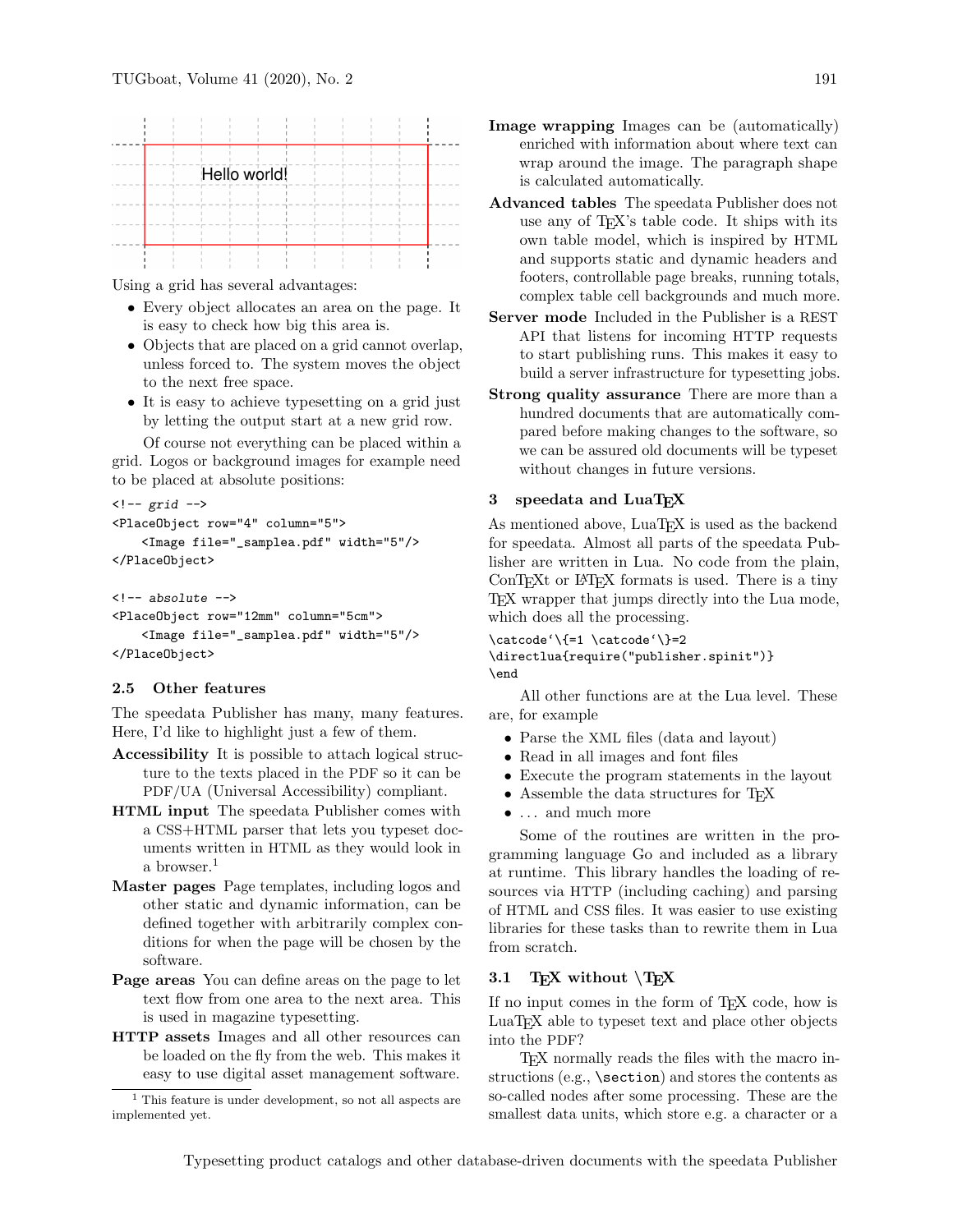Hello world!

Using a grid has several advantages:

- Every object allocates an area on the page. It is easy to check how big this area is.
- Objects that are placed on a grid cannot overlap, unless forced to. The system moves the object to the next free space.
- It is easy to achieve typesetting on a grid just by letting the output start at a new grid row.

Of course not everything can be placed within a grid. Logos or background images for example need to be placed at absolute positions:

```
<!-- grid -->
<PlaceObject row="4" column="5">
    <Image file="_samplea.pdf" width="5"/>
</PlaceObject>

<!-- absolute -->
<PlaceObject row="12mm" column="5cm">
    <Image file="_samplea.pdf" width="5"/>
</PlaceObject>
```

### 2.5 Other features

The speedata Publisher has many, many features. Here, I'd like to highlight just a few of them.

**Accessibility** It is possible to attach logical structure to the texts placed in the PDF so it can be PDF/UA (Universal Accessibility) compliant.

**HTML input** The speedata Publisher comes with a CSS+HTML parser that lets you typeset documents written in HTML as they would look in a browser.[1]

**Master pages** Page templates, including logos and other static and dynamic information, can be defined together with arbitrarily complex conditions for when the page will be chosen by the software.

**Page areas** You can define areas on the page to let text flow from one area to the next area. This is used in magazine typesetting.

**HTTP assets** Images and all other resources can be loaded on the fly from the web. This makes it easy to use digital asset management software.

**Image wrapping** Images can be (automatically) enriched with information about where text can wrap around the image. The paragraph shape is calculated automatically.

**Advanced tables** The speedata Publisher does not use any of TeX's table code. It ships with its own table model, which is inspired by HTML and supports static and dynamic headers and footers, controllable page breaks, running totals, complex table cell backgrounds and much more.

**Server mode** Included in the Publisher is a REST API that listens for incoming HTTP requests to start publishing runs. This makes it easy to build a server infrastructure for typesetting jobs.

**Strong quality assurance** There are more than a hundred documents that are automatically compared before making changes to the software, so we can be assured old documents will be typeset without changes in future versions.

[1] This feature is under development, so not all aspects are implemented yet.

## 3 speedata and LuaTeX

As mentioned above, LuaTeX is used as the backend for speedata. Almost all parts of the speedata Publisher are written in Lua. No code from the plain, ConTeXt or LaTeX formats is used. There is a tiny TeX wrapper that jumps directly into the Lua mode, which does all the processing.

```
\catcode`\{=1 \catcode`\}=2
\directlua{require("publisher.spinit")}
\end
```

All other functions are at the Lua level. These are, for example

- Parse the XML files (data and layout)
- Read in all images and font files
- Execute the program statements in the layout
- Assemble the data structures for TeX
- … and much more

Some of the routines are written in the programming language Go and included as a library at runtime. This library handles the loading of resources via HTTP (including caching) and parsing of HTML and CSS files. It was easier to use existing libraries for these tasks than to rewrite them in Lua from scratch.

### 3.1 TeX without \TeX

If no input comes in the form of TeX code, how is LuaTeX able to typeset text and place other objects into the PDF?

TeX normally reads the files with the macro instructions (e.g., `\section`) and stores the contents as so-called nodes after some processing. These are the smallest data units, which store e.g. a character or a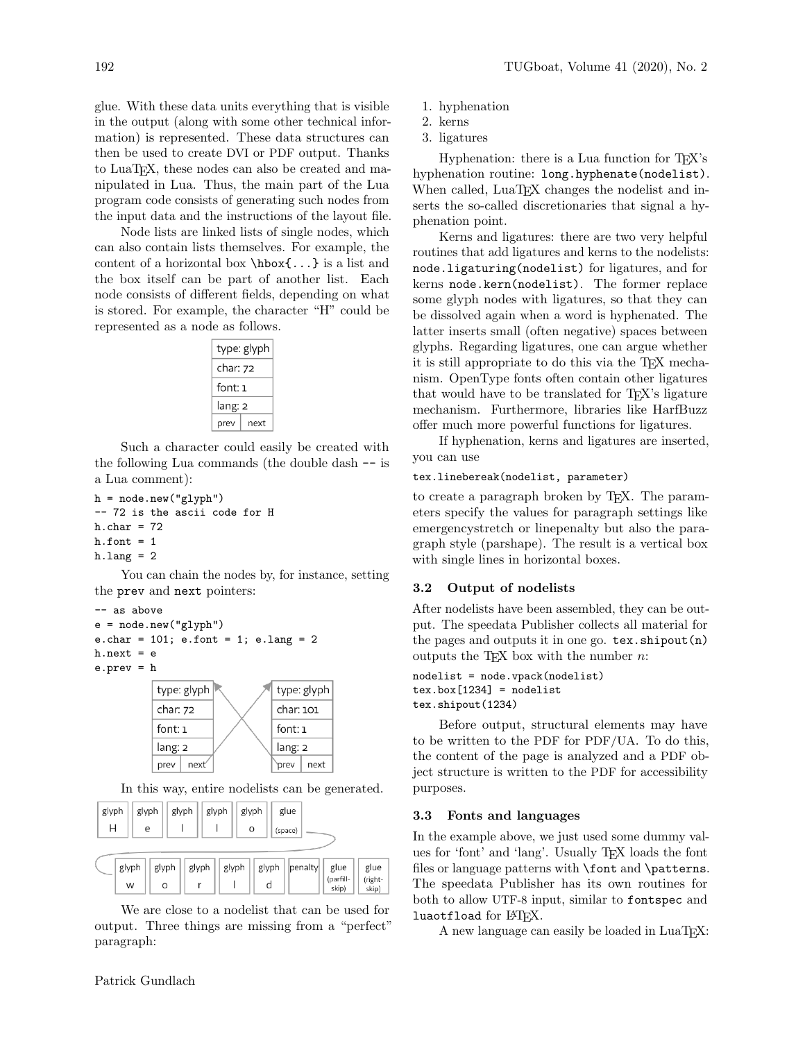glue. With these data units everything that is visible in the output (along with some other technical information) is represented. These data structures can then be used to create DVI or PDF output. Thanks to LuaTeX, these nodes can also be created and manipulated in Lua. Thus, the main part of the Lua program code consists of generating such nodes from the input data and the instructions of the layout file.

Node lists are linked lists of single nodes, which can also contain lists themselves. For example, the content of a horizontal box `\hbox{...}` is a list and the box itself can be part of another list. Each node consists of different fields, depending on what is stored. For example, the character "H" could be represented as a node as follows.

| |
|---|
| type: glyph |
| char: 72 |
| font: 1 |
| lang: 2 |
| prev next |

Such a character could easily be created with the following Lua commands (the double dash `--` is a Lua comment):

```
h = node.new("glyph")
-- 72 is the ascii code for H
h.char = 72
h.font = 1
h.lang = 2
```

You can chain the nodes by, for instance, setting the `prev` and `next` pointers:

```
-- as above
e = node.new("glyph")
e.char = 101; e.font = 1; e.lang = 2
h.next = e
e.prev = h
```

type: glyph
char: 72
font: 1
lang: 2
prev next

type: glyph
char: 101
font: 1
lang: 2
prev next

In this way, entire nodelists can be generated.

glyph H
glyph e
glyph l
glyph l
glyph o
glue (space)
glyph w
glyph o
glyph r
glyph l
glyph d
penalty
glue (parfillskip)
glue (rightskip)

We are close to a nodelist that can be used for output. Three things are missing from a "perfect" paragraph:

1. hyphenation
2. kerns
3. ligatures

Hyphenation: there is a Lua function for TeX's hyphenation routine: `long.hyphenate(nodelist)`. When called, LuaTeX changes the nodelist and inserts the so-called discretionaries that signal a hyphenation point.

Kerns and ligatures: there are two very helpful routines that add ligatures and kerns to the nodelists: `node.ligaturing(nodelist)` for ligatures, and for kerns `node.kern(nodelist)`. The former replace some glyph nodes with ligatures, so that they can be dissolved again when a word is hyphenated. The latter inserts small (often negative) spaces between glyphs. Regarding ligatures, one can argue whether it is still appropriate to do this via the TeX mechanism. OpenType fonts often contain other ligatures that would have to be translated for TeX's ligature mechanism. Furthermore, libraries like HarfBuzz offer much more powerful functions for ligatures.

If hyphenation, kerns and ligatures are inserted, you can use

```
tex.linebereak(nodelist, parameter)
```

to create a paragraph broken by TeX. The parameters specify the values for paragraph settings like emergencystretch or linepenalty but also the paragraph style (parshape). The result is a vertical box with single lines in horizontal boxes.

### 3.2 Output of nodelists

After nodelists have been assembled, they can be output. The speedata Publisher collects all material for the pages and outputs it in one go. `tex.shipout(n)` outputs the TeX box with the number $n$:

```
nodelist = node.vpack(nodelist)
tex.box[1234] = nodelist
tex.shipout(1234)
```

Before output, structural elements may have to be written to the PDF for PDF/UA. To do this, the content of the page is analyzed and a PDF object structure is written to the PDF for accessibility purposes.

### 3.3 Fonts and languages

In the example above, we just used some dummy values for 'font' and 'lang'. Usually TeX loads the font files or language patterns with `\font` and `\patterns`. The speedata Publisher has its own routines for both to allow UTF-8 input, similar to `fontspec` and `luaotfload` for LaTeX.

A new language can easily be loaded in LuaTeX: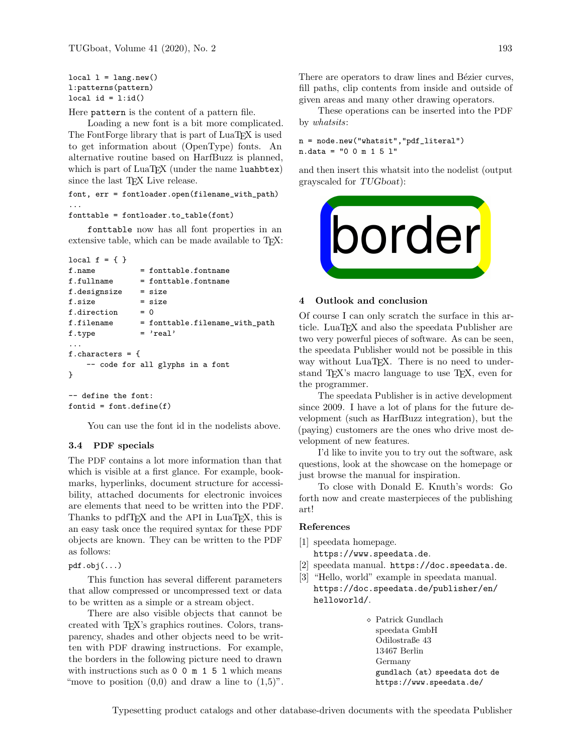```
local l = lang.new()
l:patterns(pattern)
local id = l:id()
```

Here `pattern` is the content of a pattern file.

Loading a new font is a bit more complicated. The FontForge library that is part of LuaTEX is used to get information about (OpenType) fonts. An alternative routine based on HarfBuzz is planned, which is part of LuaTEX (under the name `luahbtex`) since the last TEX Live release.

```
font, err = fontloader.open(filename_with_path)
...
fonttable = fontloader.to_table(font)
```

`fonttable` now has all font properties in an extensive table, which can be made available to TEX:

```
local f = { }
f.name          = fonttable.fontname
f.fullname      = fonttable.fontname
f.designsize    = size
f.size          = size
f.direction     = 0
f.filename      = fonttable.filename_with_path
f.type          = 'real'
...
f.characters = {
    -- code for all glyphs in a font
}

-- define the font:
fontid = font.define(f)
```

You can use the font id in the nodelists above.

### 3.4 PDF specials

The PDF contains a lot more information than that which is visible at a first glance. For example, bookmarks, hyperlinks, document structure for accessibility, attached documents for electronic invoices are elements that need to be written into the PDF. Thanks to pdfTEX and the API in LuaTEX, this is an easy task once the required syntax for these PDF objects are known. They can be written to the PDF as follows:

```
pdf.obj(...)
```

This function has several different parameters that allow compressed or uncompressed text or data to be written as a simple or a stream object.

There are also visible objects that cannot be created with TEX's graphics routines. Colors, transparency, shades and other objects need to be written with PDF drawing instructions. For example, the borders in the following picture need to drawn with instructions such as `0 0 m 1 5 l` which means "move to position (0,0) and draw a line to (1,5)". There are operators to draw lines and Bézier curves, fill paths, clip contents from inside and outside of given areas and many other drawing operators.

These operations can be inserted into the PDF by *whatsits*:

```
n = node.new("whatsit","pdf_literal")
n.data = "0 0 m 1 5 l"
```

and then insert this whatsit into the nodelist (output grayscaled for *TUGboat*):

border

## 4 Outlook and conclusion

Of course I can only scratch the surface in this article. LuaTEX and also the speedata Publisher are two very powerful pieces of software. As can be seen, the speedata Publisher would not be possible in this way without LuaTEX. There is no need to understand TEX's macro language to use TEX, even for the programmer.

The speedata Publisher is in active development since 2009. I have a lot of plans for the future development (such as HarfBuzz integration), but the (paying) customers are the ones who drive most development of new features.

I'd like to invite you to try out the software, ask questions, look at the showcase on the homepage or just browse the manual for inspiration.

To close with Donald E. Knuth's words: Go forth now and create masterpieces of the publishing art!

## References

[1] speedata homepage. `https://www.speedata.de`.

[2] speedata manual. `https://doc.speedata.de`.

[3] "Hello, world" example in speedata manual. `https://doc.speedata.de/publisher/en/helloworld/`.

⋄ Patrick Gundlach
speedata GmbH
Odilostraße 43
13467 Berlin
Germany
`gundlach (at) speedata dot de`
`https://www.speedata.de/`